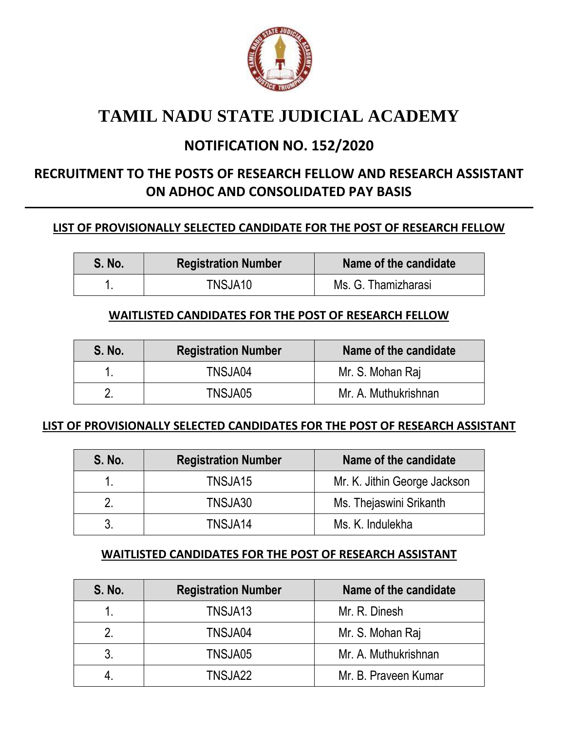# TAMIL NADU STATE JUDICIAL ACADEMY

## NOTIFICATION NO. 152/2020

## RECRUITMENT TO THE POSTS OF RESEARCH FELLOW AND RESEARCH ASSISTANT ON ADHOC AND CONSOLIDATED PAY BASIS

---

### LIST OF PROVISIONALLY SELECTED CANDIDATE FOR THE POST OF RESEARCH FELLOW

| S. No. | Registration Number | Name of the candidate |
|---|---|---|
| 1. | TNSJA10 | Ms. G. Thamizharasi |

### WAITLISTED CANDIDATES FOR THE POST OF RESEARCH FELLOW

| S. No. | Registration Number | Name of the candidate |
|---|---|---|
| 1. | TNSJA04 | Mr. S. Mohan Raj |
| 2. | TNSJA05 | Mr. A. Muthukrishnan |

### LIST OF PROVISIONALLY SELECTED CANDIDATES FOR THE POST OF RESEARCH ASSISTANT

| S. No. | Registration Number | Name of the candidate |
|---|---|---|
| 1. | TNSJA15 | Mr. K. Jithin George Jackson |
| 2. | TNSJA30 | Ms. Thejaswini Srikanth |
| 3. | TNSJA14 | Ms. K. Indulekha |

### WAITLISTED CANDIDATES FOR THE POST OF RESEARCH ASSISTANT

| S. No. | Registration Number | Name of the candidate |
|---|---|---|
| 1. | TNSJA13 | Mr. R. Dinesh |
| 2. | TNSJA04 | Mr. S. Mohan Raj |
| 3. | TNSJA05 | Mr. A. Muthukrishnan |
| 4. | TNSJA22 | Mr. B. Praveen Kumar |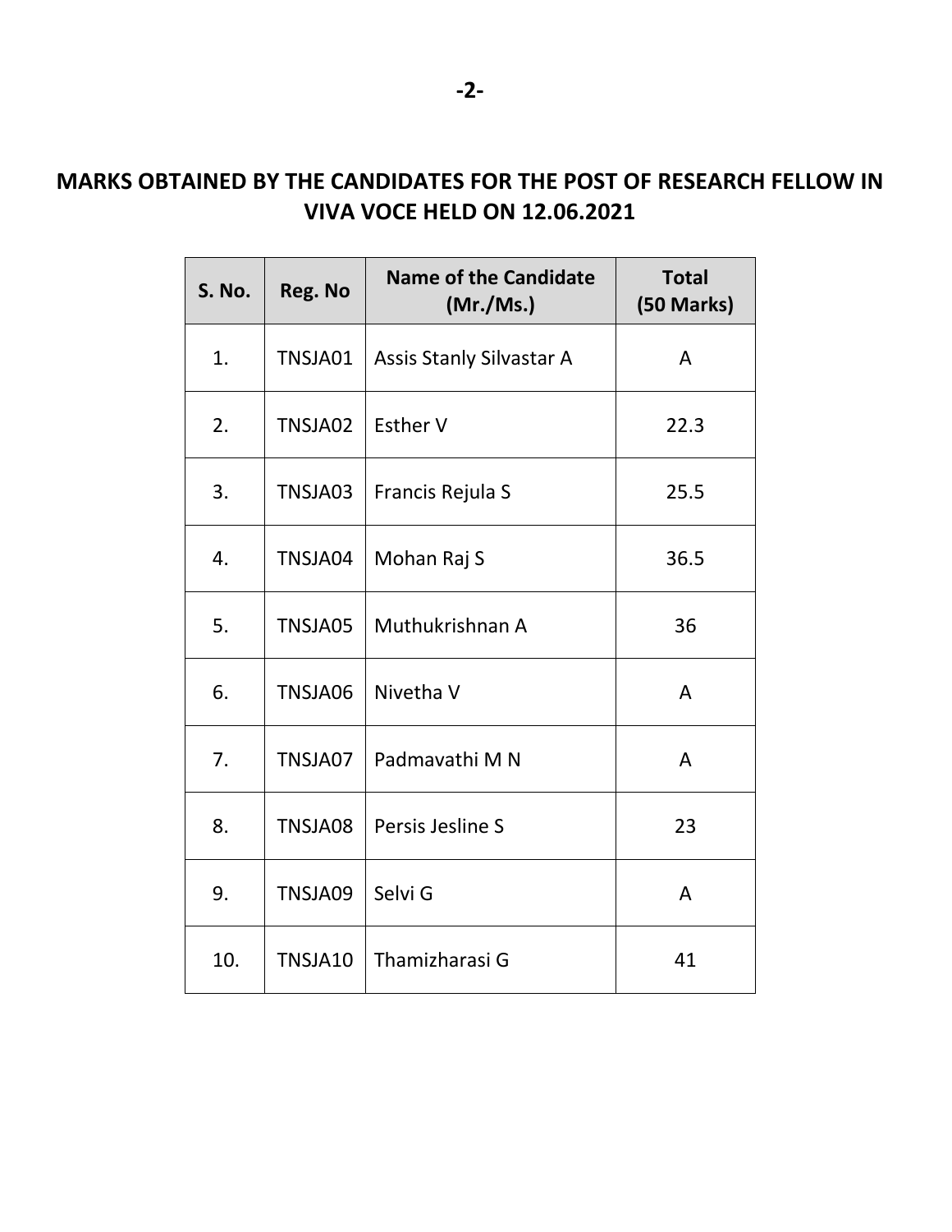## MARKS OBTAINED BY THE CANDIDATES FOR THE POST OF RESEARCH FELLOW IN VIVA VOCE HELD ON 12.06.2021

| S. No. | Reg. No | Name of the Candidate (Mr./Ms.) | Total (50 Marks) |
|---|---|---|---|
| 1. | TNSJA01 | Assis Stanly Silvastar A | A |
| 2. | TNSJA02 | Esther V | 22.3 |
| 3. | TNSJA03 | Francis Rejula S | 25.5 |
| 4. | TNSJA04 | Mohan Raj S | 36.5 |
| 5. | TNSJA05 | Muthukrishnan A | 36 |
| 6. | TNSJA06 | Nivetha V | A |
| 7. | TNSJA07 | Padmavathi M N | A |
| 8. | TNSJA08 | Persis Jesline S | 23 |
| 9. | TNSJA09 | Selvi G | A |
| 10. | TNSJA10 | Thamizharasi G | 41 |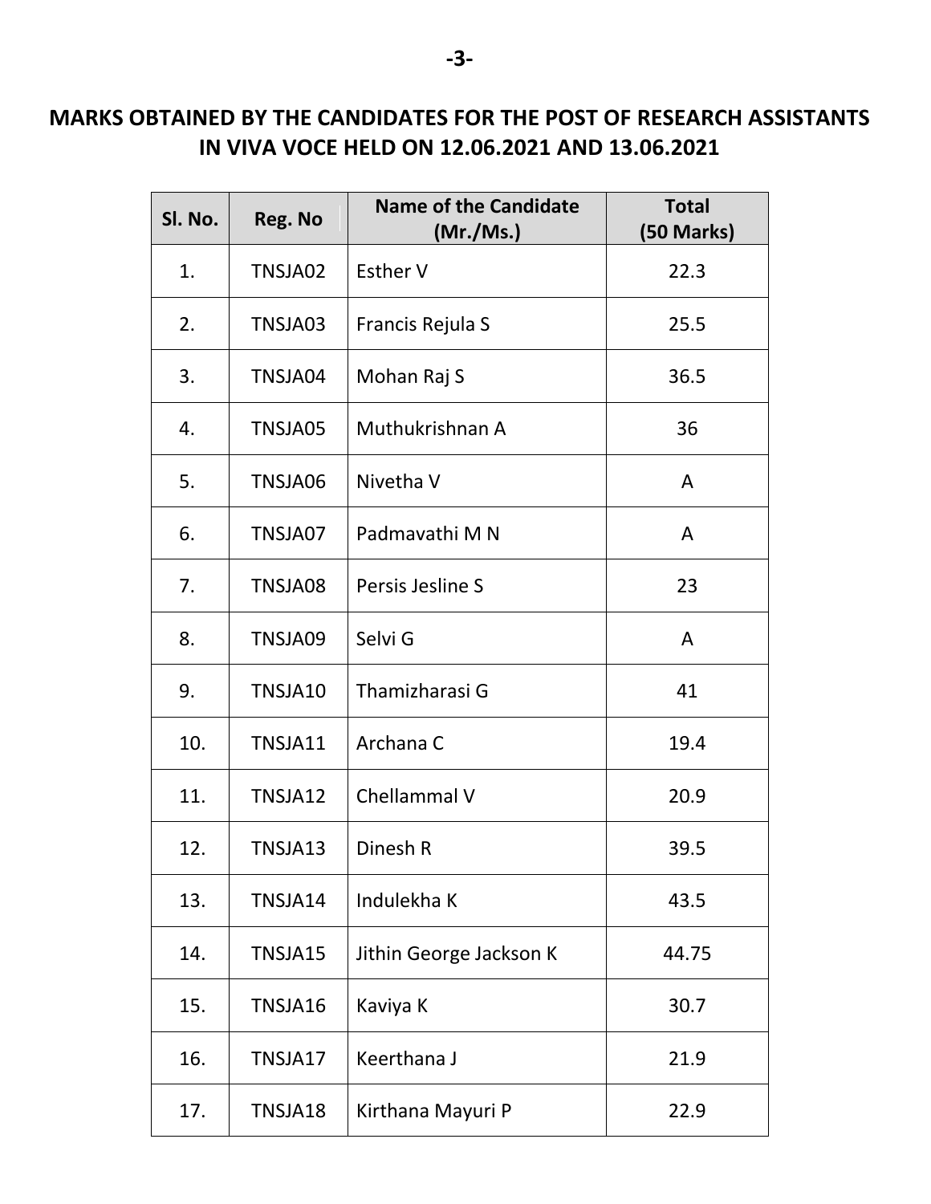## MARKS OBTAINED BY THE CANDIDATES FOR THE POST OF RESEARCH ASSISTANTS IN VIVA VOCE HELD ON 12.06.2021 AND 13.06.2021

| Sl. No. | Reg. No | Name of the Candidate (Mr./Ms.) | Total (50 Marks) |
|---|---|---|---|
| 1. | TNSJA02 | Esther V | 22.3 |
| 2. | TNSJA03 | Francis Rejula S | 25.5 |
| 3. | TNSJA04 | Mohan Raj S | 36.5 |
| 4. | TNSJA05 | Muthukrishnan A | 36 |
| 5. | TNSJA06 | Nivetha V | A |
| 6. | TNSJA07 | Padmavathi M N | A |
| 7. | TNSJA08 | Persis Jesline S | 23 |
| 8. | TNSJA09 | Selvi G | A |
| 9. | TNSJA10 | Thamizharasi G | 41 |
| 10. | TNSJA11 | Archana C | 19.4 |
| 11. | TNSJA12 | Chellammal V | 20.9 |
| 12. | TNSJA13 | Dinesh R | 39.5 |
| 13. | TNSJA14 | Indulekha K | 43.5 |
| 14. | TNSJA15 | Jithin George Jackson K | 44.75 |
| 15. | TNSJA16 | Kaviya K | 30.7 |
| 16. | TNSJA17 | Keerthana J | 21.9 |
| 17. | TNSJA18 | Kirthana Mayuri P | 22.9 |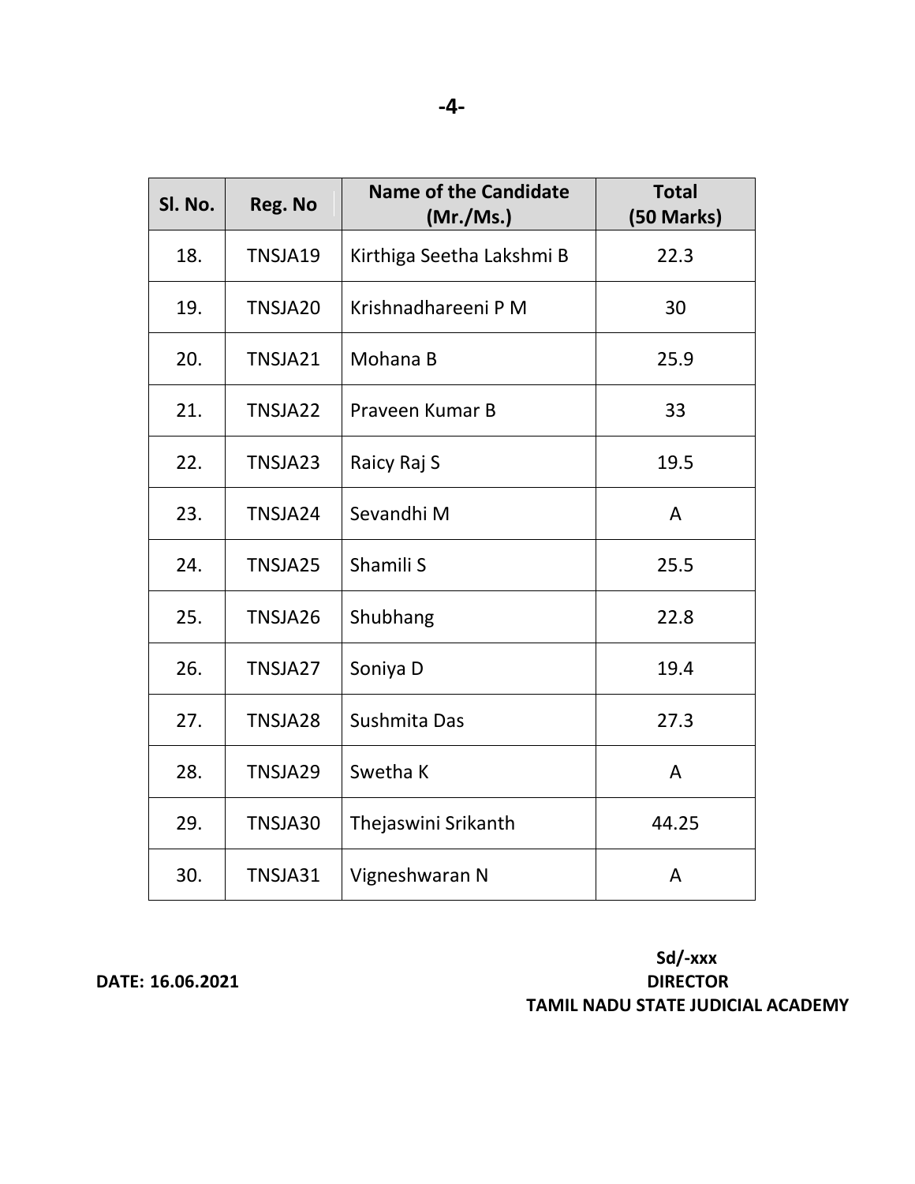| Sl. No. | Reg. No | Name of the Candidate (Mr./Ms.) | Total (50 Marks) |
|---|---|---|---|
| 18. | TNSJA19 | Kirthiga Seetha Lakshmi B | 22.3 |
| 19. | TNSJA20 | Krishnadhareeni P M | 30 |
| 20. | TNSJA21 | Mohana B | 25.9 |
| 21. | TNSJA22 | Praveen Kumar B | 33 |
| 22. | TNSJA23 | Raicy Raj S | 19.5 |
| 23. | TNSJA24 | Sevandhi M | A |
| 24. | TNSJA25 | Shamili S | 25.5 |
| 25. | TNSJA26 | Shubhang | 22.8 |
| 26. | TNSJA27 | Soniya D | 19.4 |
| 27. | TNSJA28 | Sushmita Das | 27.3 |
| 28. | TNSJA29 | Swetha K | A |
| 29. | TNSJA30 | Thejaswini Srikanth | 44.25 |
| 30. | TNSJA31 | Vigneshwaran N | A |

**DATE: 16.06.2021**

**Sd/-xxx**
**DIRECTOR**
**TAMIL NADU STATE JUDICIAL ACADEMY**